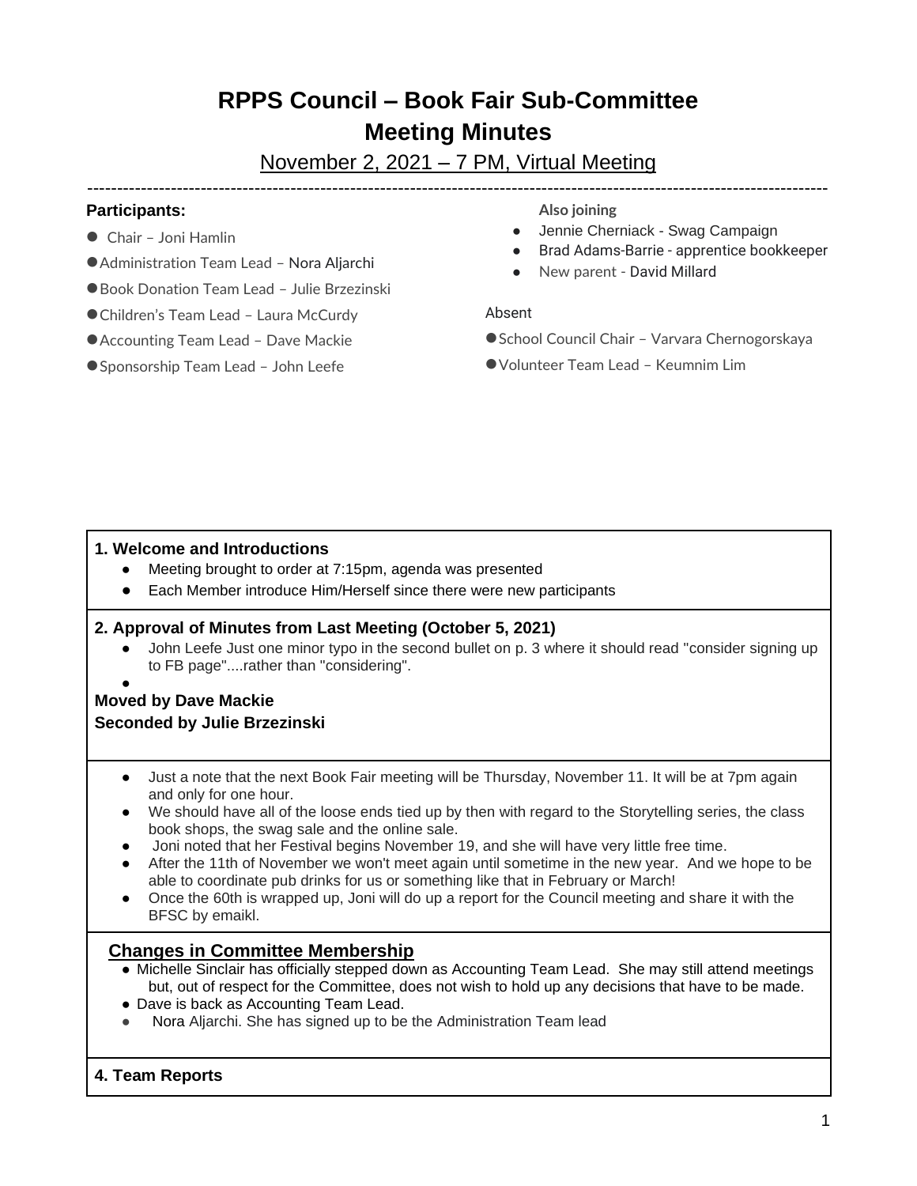# RPPS Council – Book Fair Sub-Committee
# Meeting Minutes

November 2, 2021 – 7 PM, Virtual Meeting

---

**Participants:**

- Chair – Joni Hamlin
- Administration Team Lead – Nora Aljarchi
- Book Donation Team Lead – Julie Brzezinski
- Children's Team Lead – Laura McCurdy
- Accounting Team Lead – Dave Mackie
- Sponsorship Team Lead – John Leefe

**Also joining**

- Jennie Cherniack - Swag Campaign
- Brad Adams-Barrie - apprentice bookkeeper
- New parent - David Millard

Absent

- School Council Chair – Varvara Chernogorskaya
- Volunteer Team Lead – Keumnim Lim

### 1. Welcome and Introductions

- Meeting brought to order at 7:15pm, agenda was presented
- Each Member introduce Him/Herself since there were new participants

### 2. Approval of Minutes from Last Meeting (October 5, 2021)

- John Leefe Just one minor typo in the second bullet on p. 3 where it should read "consider signing up to FB page"....rather than "considering".
-

**Moved by Dave Mackie**
**Seconded by Julie Brzezinski**

- Just a note that the next Book Fair meeting will be Thursday, November 11. It will be at 7pm again and only for one hour.
- We should have all of the loose ends tied up by then with regard to the Storytelling series, the class book shops, the swag sale and the online sale.
- Joni noted that her Festival begins November 19, and she will have very little free time.
- After the 11th of November we won't meet again until sometime in the new year. And we hope to be able to coordinate pub drinks for us or something like that in February or March!
- Once the 60th is wrapped up, Joni will do up a report for the Council meeting and share it with the BFSC by emaikl.

### Changes in Committee Membership

- Michelle Sinclair has officially stepped down as Accounting Team Lead. She may still attend meetings but, out of respect for the Committee, does not wish to hold up any decisions that have to be made.
- Dave is back as Accounting Team Lead.
- Nora Aljarchi. She has signed up to be the Administration Team lead

### 4. Team Reports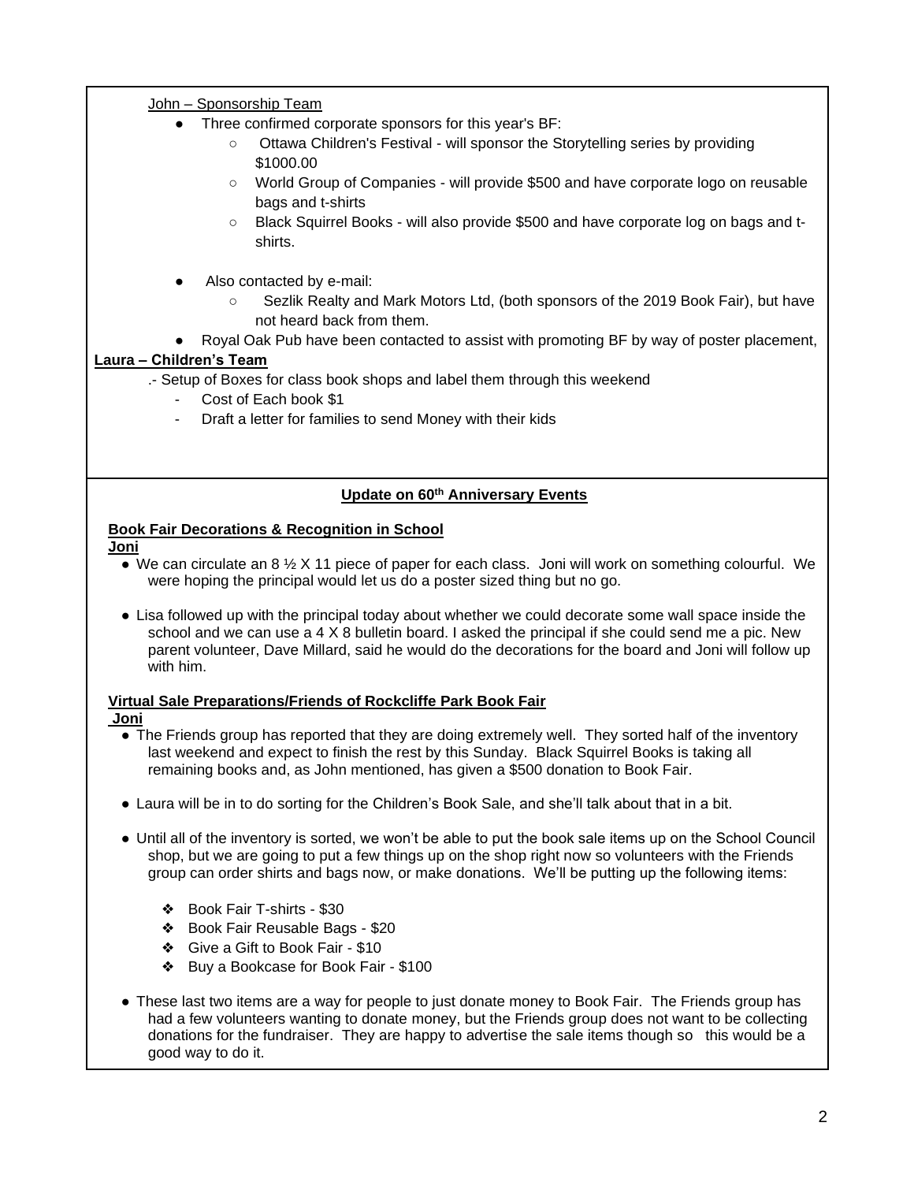John – Sponsorship Team

- Three confirmed corporate sponsors for this year's BF:
  - Ottawa Children's Festival - will sponsor the Storytelling series by providing $1000.00
  - World Group of Companies - will provide $500 and have corporate logo on reusable bags and t-shirts
  - Black Squirrel Books - will also provide $500 and have corporate log on bags and t-shirts.

- Also contacted by e-mail:
  - Sezlik Realty and Mark Motors Ltd, (both sponsors of the 2019 Book Fair), but have not heard back from them.
- Royal Oak Pub have been contacted to assist with promoting BF by way of poster placement,

**Laura – Children's Team**

.- Setup of Boxes for class book shops and label them through this weekend

- Cost of Each book $1
- Draft a letter for families to send Money with their kids

## Update on 60th Anniversary Events

**Book Fair Decorations & Recognition in School**

**Joni**

- We can circulate an 8 ½ X 11 piece of paper for each class. Joni will work on something colourful. We were hoping the principal would let us do a poster sized thing but no go.

- Lisa followed up with the principal today about whether we could decorate some wall space inside the school and we can use a 4 X 8 bulletin board. I asked the principal if she could send me a pic. New parent volunteer, Dave Millard, said he would do the decorations for the board and Joni will follow up with him.

**Virtual Sale Preparations/Friends of Rockcliffe Park Book Fair**

**Joni**

- The Friends group has reported that they are doing extremely well. They sorted half of the inventory last weekend and expect to finish the rest by this Sunday. Black Squirrel Books is taking all remaining books and, as John mentioned, has given a $500 donation to Book Fair.

- Laura will be in to do sorting for the Children's Book Sale, and she'll talk about that in a bit.

- Until all of the inventory is sorted, we won't be able to put the book sale items up on the School Council shop, but we are going to put a few things up on the shop right now so volunteers with the Friends group can order shirts and bags now, or make donations. We'll be putting up the following items:

  - Book Fair T-shirts - $30
  - Book Fair Reusable Bags - $20
  - Give a Gift to Book Fair - $10
  - Buy a Bookcase for Book Fair - $100

- These last two items are a way for people to just donate money to Book Fair. The Friends group has had a few volunteers wanting to donate money, but the Friends group does not want to be collecting donations for the fundraiser. They are happy to advertise the sale items though so this would be a good way to do it.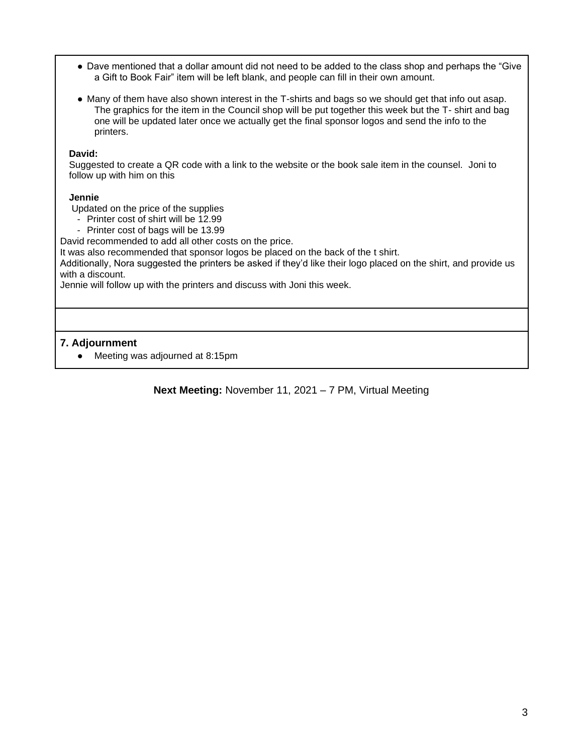- Dave mentioned that a dollar amount did not need to be added to the class shop and perhaps the "Give a Gift to Book Fair" item will be left blank, and people can fill in their own amount.

- Many of them have also shown interest in the T-shirts and bags so we should get that info out asap. The graphics for the item in the Council shop will be put together this week but the T- shirt and bag one will be updated later once we actually get the final sponsor logos and send the info to the printers.

**David:**
Suggested to create a QR code with a link to the website or the book sale item in the counsel. Joni to follow up with him on this

**Jennie**
Updated on the price of the supplies
- Printer cost of shirt will be 12.99
- Printer cost of bags will be 13.99

David recommended to add all other costs on the price.
It was also recommended that sponsor logos be placed on the back of the t shirt.
Additionally, Nora suggested the printers be asked if they'd like their logo placed on the shirt, and provide us with a discount.
Jennie will follow up with the printers and discuss with Joni this week.

## 7. Adjournment

- Meeting was adjourned at 8:15pm

**Next Meeting:** November 11, 2021 – 7 PM, Virtual Meeting